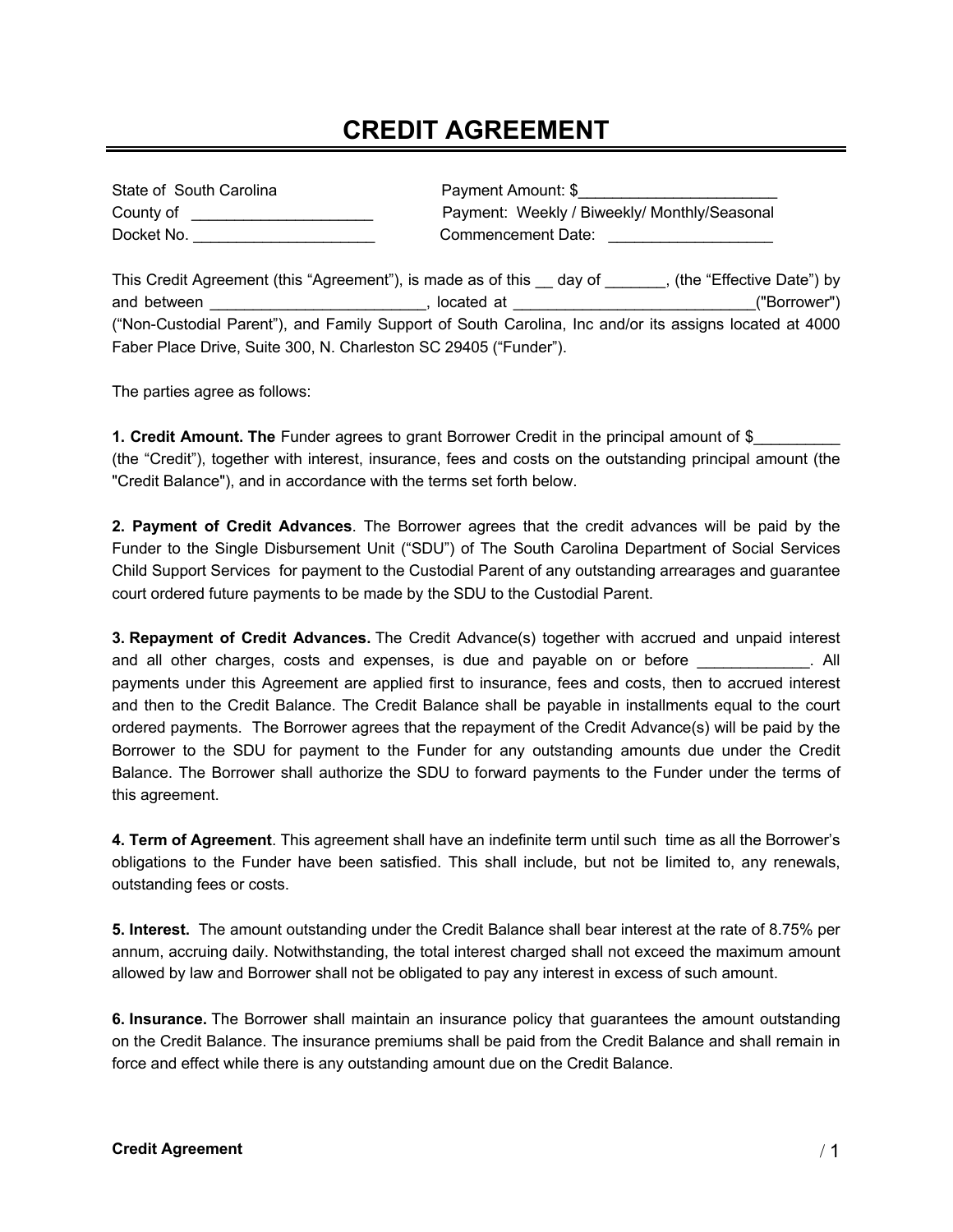# CREDIT AGREEMENT

| | |
|---|---|
| State of South Carolina | Payment Amount: $_______________________ |
| County of _____________________ | Payment: Weekly / Biweekly/ Monthly/Seasonal |
| Docket No. _____________________ | Commencement Date: ___________________ |

This Credit Agreement (this “Agreement”), is made as of this __ day of _______, (the “Effective Date”) by and between _________________________, located at ____________________________("Borrower") (“Non-Custodial Parent”), and Family Support of South Carolina, Inc and/or its assigns located at 4000 Faber Place Drive, Suite 300, N. Charleston SC 29405 (“Funder”).

The parties agree as follows:

**1. Credit Amount. The** Funder agrees to grant Borrower Credit in the principal amount of $__________ (the “Credit”), together with interest, insurance, fees and costs on the outstanding principal amount (the "Credit Balance"), and in accordance with the terms set forth below.

**2. Payment of Credit Advances**. The Borrower agrees that the credit advances will be paid by the Funder to the Single Disbursement Unit (“SDU”) of The South Carolina Department of Social Services Child Support Services for payment to the Custodial Parent of any outstanding arrearages and guarantee court ordered future payments to be made by the SDU to the Custodial Parent.

**3. Repayment of Credit Advances.** The Credit Advance(s) together with accrued and unpaid interest and all other charges, costs and expenses, is due and payable on or before _____________. All payments under this Agreement are applied first to insurance, fees and costs, then to accrued interest and then to the Credit Balance. The Credit Balance shall be payable in installments equal to the court ordered payments. The Borrower agrees that the repayment of the Credit Advance(s) will be paid by the Borrower to the SDU for payment to the Funder for any outstanding amounts due under the Credit Balance. The Borrower shall authorize the SDU to forward payments to the Funder under the terms of this agreement.

**4. Term of Agreement**. This agreement shall have an indefinite term until such time as all the Borrower’s obligations to the Funder have been satisfied. This shall include, but not be limited to, any renewals, outstanding fees or costs.

**5. Interest.** The amount outstanding under the Credit Balance shall bear interest at the rate of 8.75% per annum, accruing daily. Notwithstanding, the total interest charged shall not exceed the maximum amount allowed by law and Borrower shall not be obligated to pay any interest in excess of such amount.

**6. Insurance.** The Borrower shall maintain an insurance policy that guarantees the amount outstanding on the Credit Balance. The insurance premiums shall be paid from the Credit Balance and shall remain in force and effect while there is any outstanding amount due on the Credit Balance.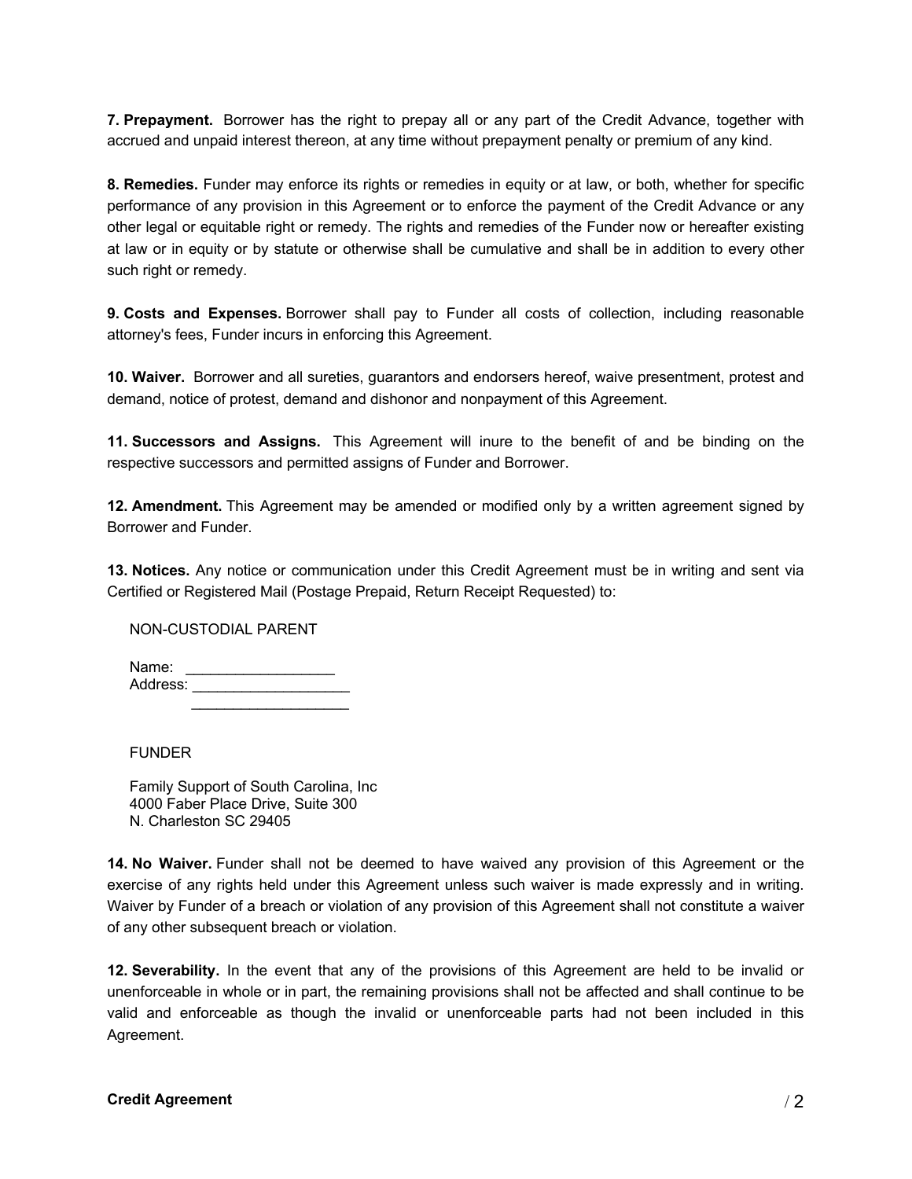**7. Prepayment.** Borrower has the right to prepay all or any part of the Credit Advance, together with accrued and unpaid interest thereon, at any time without prepayment penalty or premium of any kind.

**8. Remedies.** Funder may enforce its rights or remedies in equity or at law, or both, whether for specific performance of any provision in this Agreement or to enforce the payment of the Credit Advance or any other legal or equitable right or remedy. The rights and remedies of the Funder now or hereafter existing at law or in equity or by statute or otherwise shall be cumulative and shall be in addition to every other such right or remedy.

**9. Costs and Expenses.** Borrower shall pay to Funder all costs of collection, including reasonable attorney's fees, Funder incurs in enforcing this Agreement.

**10. Waiver.** Borrower and all sureties, guarantors and endorsers hereof, waive presentment, protest and demand, notice of protest, demand and dishonor and nonpayment of this Agreement.

**11. Successors and Assigns.** This Agreement will inure to the benefit of and be binding on the respective successors and permitted assigns of Funder and Borrower.

**12. Amendment.** This Agreement may be amended or modified only by a written agreement signed by Borrower and Funder.

**13. Notices.** Any notice or communication under this Credit Agreement must be in writing and sent via Certified or Registered Mail (Postage Prepaid, Return Receipt Requested) to:

NON-CUSTODIAL PARENT

Name: __________________
Address: ___________________
___________________

FUNDER

Family Support of South Carolina, Inc
4000 Faber Place Drive, Suite 300
N. Charleston SC 29405

**14. No Waiver.** Funder shall not be deemed to have waived any provision of this Agreement or the exercise of any rights held under this Agreement unless such waiver is made expressly and in writing. Waiver by Funder of a breach or violation of any provision of this Agreement shall not constitute a waiver of any other subsequent breach or violation.

**12. Severability.** In the event that any of the provisions of this Agreement are held to be invalid or unenforceable in whole or in part, the remaining provisions shall not be affected and shall continue to be valid and enforceable as though the invalid or unenforceable parts had not been included in this Agreement.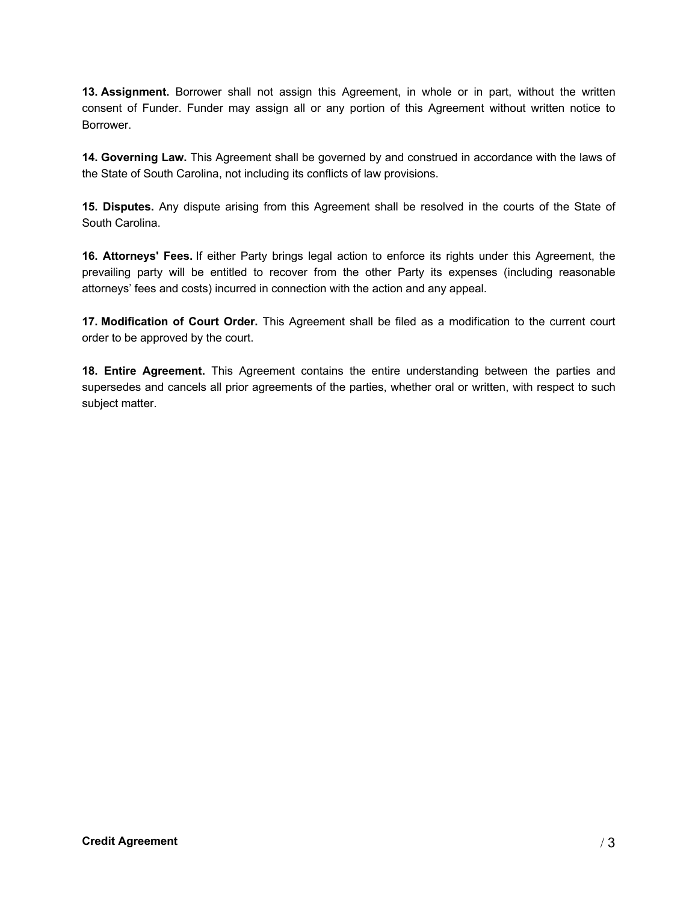**13. Assignment.** Borrower shall not assign this Agreement, in whole or in part, without the written consent of Funder. Funder may assign all or any portion of this Agreement without written notice to Borrower.

**14. Governing Law.** This Agreement shall be governed by and construed in accordance with the laws of the State of South Carolina, not including its conflicts of law provisions.

**15. Disputes.** Any dispute arising from this Agreement shall be resolved in the courts of the State of South Carolina.

**16. Attorneys' Fees.** If either Party brings legal action to enforce its rights under this Agreement, the prevailing party will be entitled to recover from the other Party its expenses (including reasonable attorneys' fees and costs) incurred in connection with the action and any appeal.

**17. Modification of Court Order.** This Agreement shall be filed as a modification to the current court order to be approved by the court.

**18. Entire Agreement.** This Agreement contains the entire understanding between the parties and supersedes and cancels all prior agreements of the parties, whether oral or written, with respect to such subject matter.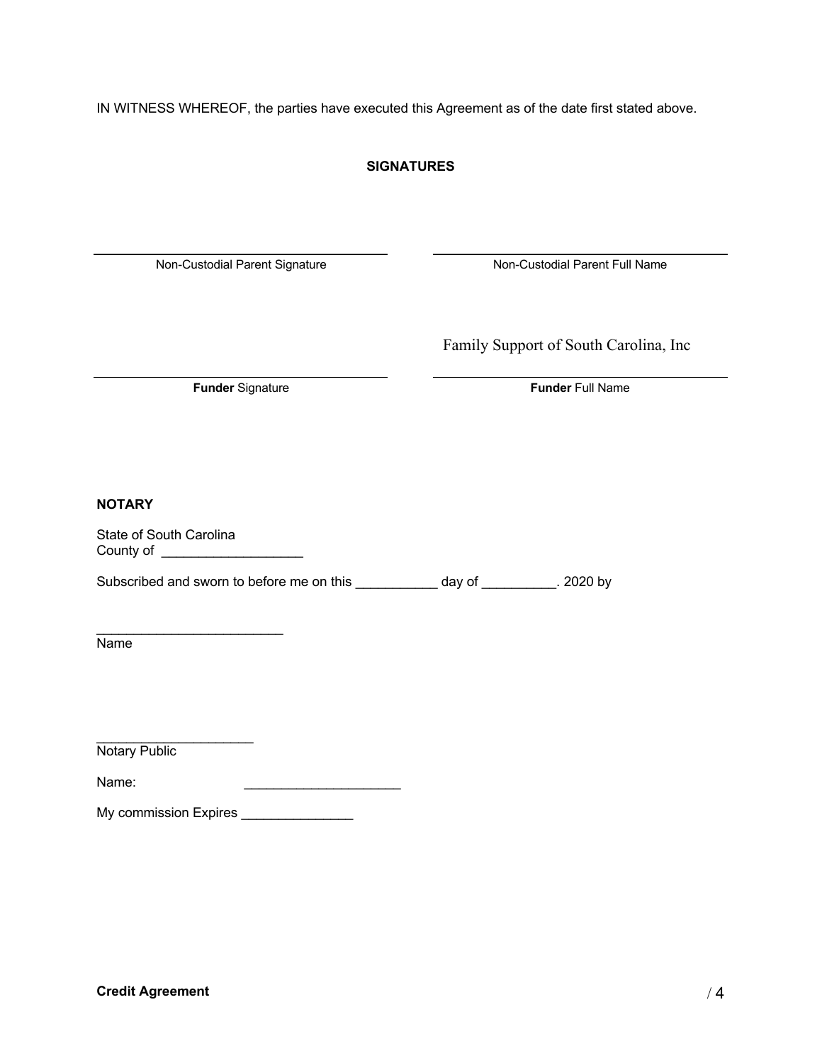IN WITNESS WHEREOF, the parties have executed this Agreement as of the date first stated above.

**SIGNATURES**

| | |
|---|---|
| ______________________________ | ______________________________ |
| Non-Custodial Parent Signature | Non-Custodial Parent Full Name |
| | Family Support of South Carolina, Inc |
| ______________________________ | ______________________________ |
| **Funder** Signature | **Funder** Full Name |

**NOTARY**

State of South Carolina
County of ___________________

Subscribed and sworn to before me on this ___________ day of __________. 2020 by

_________________________
Name

_____________________
Notary Public

Name: _____________________

My commission Expires _______________

**Credit Agreement**